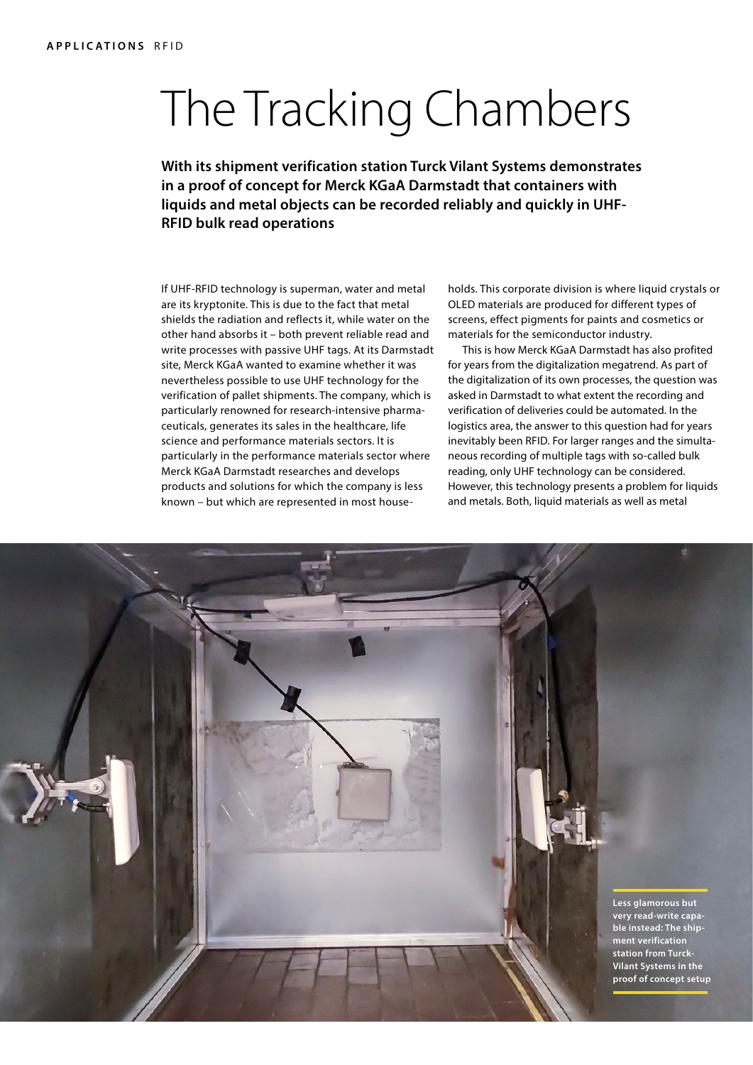# The Tracking Chambers

**With its shipment verification station Turck Vilant Systems demonstrates in a proof of concept for Merck KGaA Darmstadt that containers with liquids and metal objects can be recorded reliably and quickly in UHF-RFID bulk read operations**

If UHF-RFID technology is superman, water and metal are its kryptonite. This is due to the fact that metal shields the radiation and reflects it, while water on the other hand absorbs it – both prevent reliable read and write processes with passive UHF tags. At its Darmstadt site, Merck KGaA wanted to examine whether it was nevertheless possible to use UHF technology for the verification of pallet shipments. The company, which is particularly renowned for research-intensive pharmaceuticals, generates its sales in the healthcare, life science and performance materials sectors. It is particularly in the performance materials sector where Merck KGaA Darmstadt researches and develops products and solutions for which the company is less known – but which are represented in most households. This corporate division is where liquid crystals or OLED materials are produced for different types of screens, effect pigments for paints and cosmetics or materials for the semiconductor industry.

This is how Merck KGaA Darmstadt has also profited for years from the digitalization megatrend. As part of the digitalization of its own processes, the question was asked in Darmstadt to what extent the recording and verification of deliveries could be automated. In the logistics area, the answer to this question had for years inevitably been RFID. For larger ranges and the simultaneous recording of multiple tags with so-called bulk reading, only UHF technology can be considered. However, this technology presents a problem for liquids and metals. Both, liquid materials as well as metal

Less glamorous but very read-write capable instead: The shipment verification station from Turck-Vilant Systems in the proof of concept setup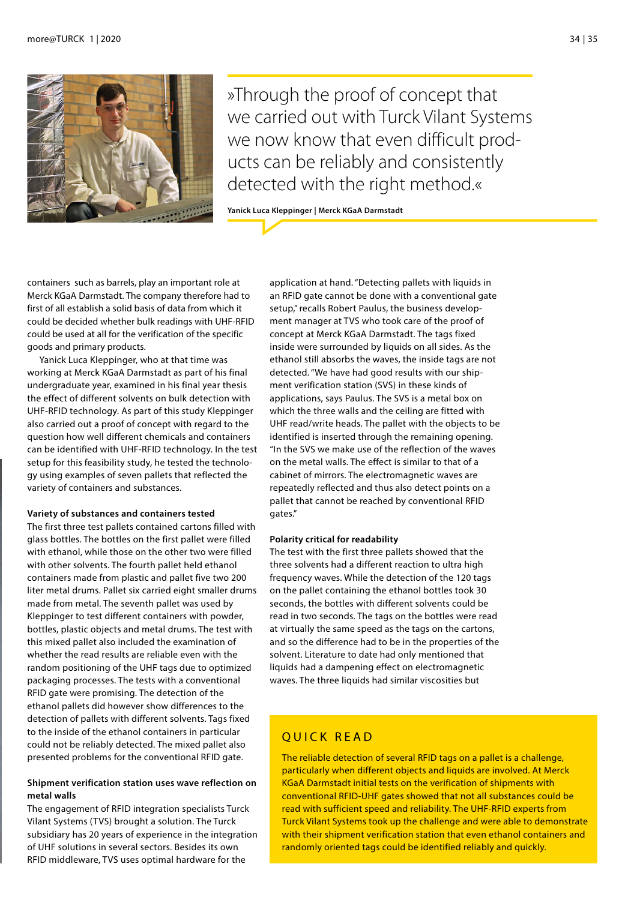»Through the proof of concept that we carried out with Turck Vilant Systems we now know that even difficult products can be reliably and consistently detected with the right method.«

**Yanick Luca Kleppinger | Merck KGaA Darmstadt**

containers such as barrels, play an important role at Merck KGaA Darmstadt. The company therefore had to first of all establish a solid basis of data from which it could be decided whether bulk readings with UHF-RFID could be used at all for the verification of the specific goods and primary products.

Yanick Luca Kleppinger, who at that time was working at Merck KGaA Darmstadt as part of his final undergraduate year, examined in his final year thesis the effect of different solvents on bulk detection with UHF-RFID technology. As part of this study Kleppinger also carried out a proof of concept with regard to the question how well different chemicals and containers can be identified with UHF-RFID technology. In the test setup for this feasibility study, he tested the technology using examples of seven pallets that reflected the variety of containers and substances.

**Variety of substances and containers tested**

The first three test pallets contained cartons filled with glass bottles. The bottles on the first pallet were filled with ethanol, while those on the other two were filled with other solvents. The fourth pallet held ethanol containers made from plastic and pallet five two 200 liter metal drums. Pallet six carried eight smaller drums made from metal. The seventh pallet was used by Kleppinger to test different containers with powder, bottles, plastic objects and metal drums. The test with this mixed pallet also included the examination of whether the read results are reliable even with the random positioning of the UHF tags due to optimized packaging processes. The tests with a conventional RFID gate were promising. The detection of the ethanol pallets did however show differences to the detection of pallets with different solvents. Tags fixed to the inside of the ethanol containers in particular could not be reliably detected. The mixed pallet also presented problems for the conventional RFID gate.

**Shipment verification station uses wave reflection on metal walls**

The engagement of RFID integration specialists Turck Vilant Systems (TVS) brought a solution. The Turck subsidiary has 20 years of experience in the integration of UHF solutions in several sectors. Besides its own RFID middleware, TVS uses optimal hardware for the application at hand. "Detecting pallets with liquids in an RFID gate cannot be done with a conventional gate setup," recalls Robert Paulus, the business development manager at TVS who took care of the proof of concept at Merck KGaA Darmstadt. The tags fixed inside were surrounded by liquids on all sides. As the ethanol still absorbs the waves, the inside tags are not detected. "We have had good results with our shipment verification station (SVS) in these kinds of applications, says Paulus. The SVS is a metal box on which the three walls and the ceiling are fitted with UHF read/write heads. The pallet with the objects to be identified is inserted through the remaining opening. "In the SVS we make use of the reflection of the waves on the metal walls. The effect is similar to that of a cabinet of mirrors. The electromagnetic waves are repeatedly reflected and thus also detect points on a pallet that cannot be reached by conventional RFID gates."

**Polarity critical for readability**

The test with the first three pallets showed that the three solvents had a different reaction to ultra high frequency waves. While the detection of the 120 tags on the pallet containing the ethanol bottles took 30 seconds, the bottles with different solvents could be read in two seconds. The tags on the bottles were read at virtually the same speed as the tags on the cartons, and so the difference had to be in the properties of the solvent. Literature to date had only mentioned that liquids had a dampening effect on electromagnetic waves. The three liquids had similar viscosities but

## QUICK READ

The reliable detection of several RFID tags on a pallet is a challenge, particularly when different objects and liquids are involved. At Merck KGaA Darmstadt initial tests on the verification of shipments with conventional RFID-UHF gates showed that not all substances could be read with sufficient speed and reliability. The UHF-RFID experts from Turck Vilant Systems took up the challenge and were able to demonstrate with their shipment verification station that even ethanol containers and randomly oriented tags could be identified reliably and quickly.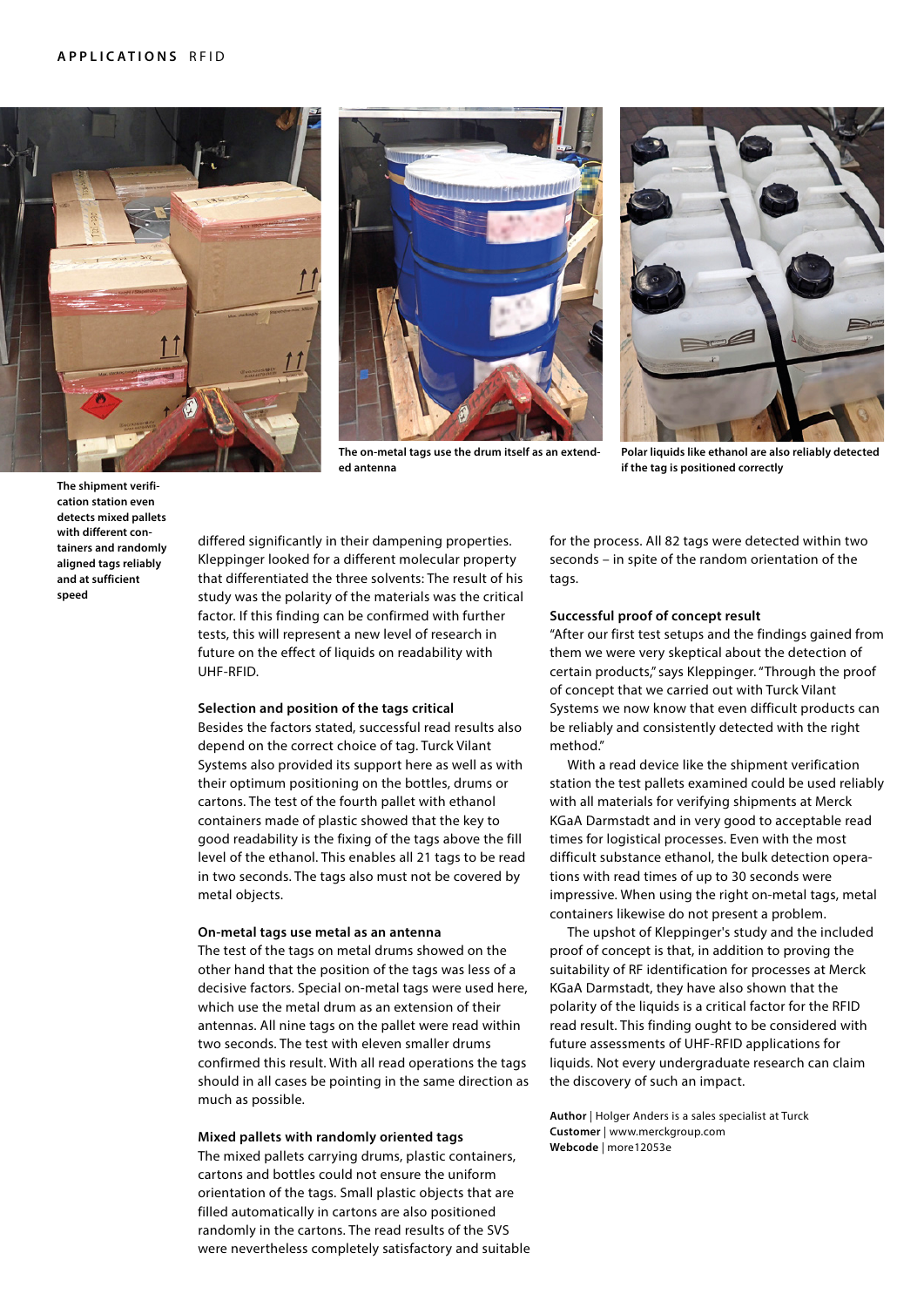The on-metal tags use the drum itself as an extended antenna

Polar liquids like ethanol are also reliably detected if the tag is positioned correctly

The shipment verification station even detects mixed pallets with different containers and randomly aligned tags reliably and at sufficient speed

differed significantly in their dampening properties. Kleppinger looked for a different molecular property that differentiated the three solvents: The result of his study was the polarity of the materials was the critical factor. If this finding can be confirmed with further tests, this will represent a new level of research in future on the effect of liquids on readability with UHF-RFID.

### Selection and position of the tags critical

Besides the factors stated, successful read results also depend on the correct choice of tag. Turck Vilant Systems also provided its support here as well as with their optimum positioning on the bottles, drums or cartons. The test of the fourth pallet with ethanol containers made of plastic showed that the key to good readability is the fixing of the tags above the fill level of the ethanol. This enables all 21 tags to be read in two seconds. The tags also must not be covered by metal objects.

### On-metal tags use metal as an antenna

The test of the tags on metal drums showed on the other hand that the position of the tags was less of a decisive factors. Special on-metal tags were used here, which use the metal drum as an extension of their antennas. All nine tags on the pallet were read within two seconds. The test with eleven smaller drums confirmed this result. With all read operations the tags should in all cases be pointing in the same direction as much as possible.

### Mixed pallets with randomly oriented tags

The mixed pallets carrying drums, plastic containers, cartons and bottles could not ensure the uniform orientation of the tags. Small plastic objects that are filled automatically in cartons are also positioned randomly in the cartons. The read results of the SVS were nevertheless completely satisfactory and suitable for the process. All 82 tags were detected within two seconds – in spite of the random orientation of the tags.

### Successful proof of concept result

"After our first test setups and the findings gained from them we were very skeptical about the detection of certain products," says Kleppinger. "Through the proof of concept that we carried out with Turck Vilant Systems we now know that even difficult products can be reliably and consistently detected with the right method."

With a read device like the shipment verification station the test pallets examined could be used reliably with all materials for verifying shipments at Merck KGaA Darmstadt and in very good to acceptable read times for logistical processes. Even with the most difficult substance ethanol, the bulk detection operations with read times of up to 30 seconds were impressive. When using the right on-metal tags, metal containers likewise do not present a problem.

The upshot of Kleppinger's study and the included proof of concept is that, in addition to proving the suitability of RF identification for processes at Merck KGaA Darmstadt, they have also shown that the polarity of the liquids is a critical factor for the RFID read result. This finding ought to be considered with future assessments of UHF-RFID applications for liquids. Not every undergraduate research can claim the discovery of such an impact.

**Author** | Holger Anders is a sales specialist at Turck
**Customer** | www.merckgroup.com
**Webcode** | more12053e